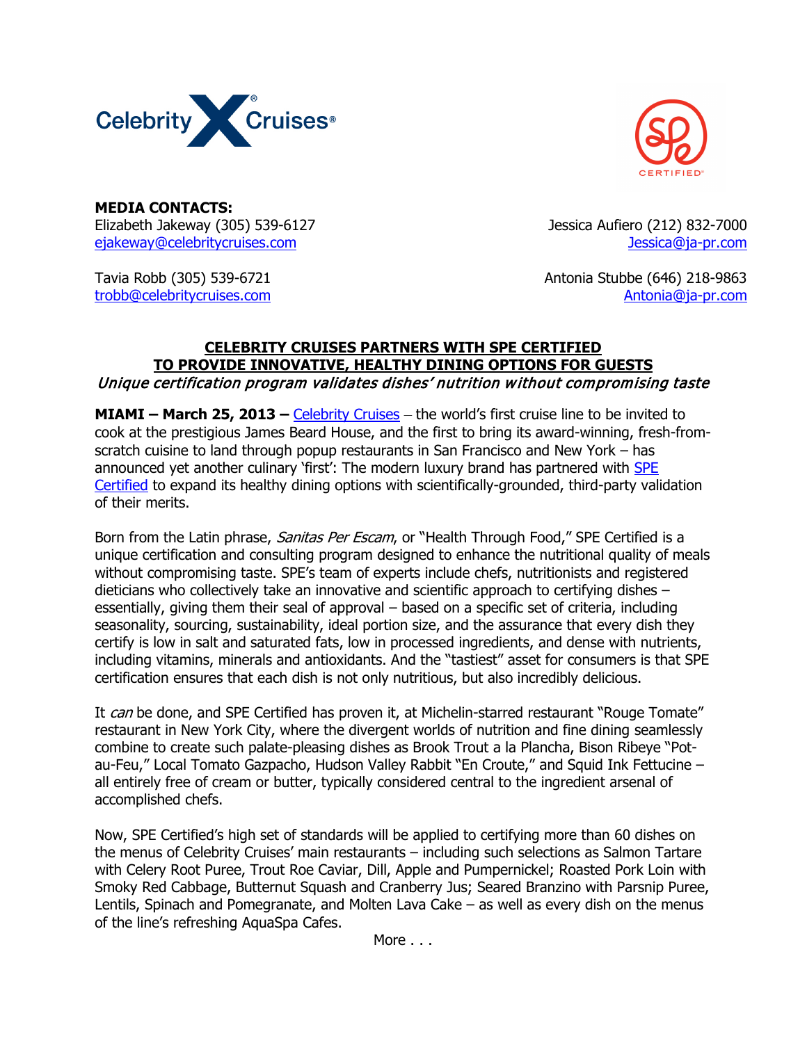**MEDIA CONTACTS:**

Elizabeth Jakeway (305) 539-6127
ejakeway@celebritycruises.com

Tavia Robb (305) 539-6721
trobb@celebritycruises.com

Jessica Aufiero (212) 832-7000
Jessica@ja-pr.com

Antonia Stubbe (646) 218-9863
Antonia@ja-pr.com

# CELEBRITY CRUISES PARTNERS WITH SPE CERTIFIED TO PROVIDE INNOVATIVE, HEALTHY DINING OPTIONS FOR GUESTS

*Unique certification program validates dishes' nutrition without compromising taste*

**MIAMI – March 25, 2013 –** Celebrity Cruises – the world's first cruise line to be invited to cook at the prestigious James Beard House, and the first to bring its award-winning, fresh-from-scratch cuisine to land through popup restaurants in San Francisco and New York – has announced yet another culinary 'first': The modern luxury brand has partnered with SPE Certified to expand its healthy dining options with scientifically-grounded, third-party validation of their merits.

Born from the Latin phrase, *Sanitas Per Escam*, or "Health Through Food," SPE Certified is a unique certification and consulting program designed to enhance the nutritional quality of meals without compromising taste. SPE's team of experts include chefs, nutritionists and registered dieticians who collectively take an innovative and scientific approach to certifying dishes – essentially, giving them their seal of approval – based on a specific set of criteria, including seasonality, sourcing, sustainability, ideal portion size, and the assurance that every dish they certify is low in salt and saturated fats, low in processed ingredients, and dense with nutrients, including vitamins, minerals and antioxidants. And the "tastiest" asset for consumers is that SPE certification ensures that each dish is not only nutritious, but also incredibly delicious.

It *can* be done, and SPE Certified has proven it, at Michelin-starred restaurant "Rouge Tomate" restaurant in New York City, where the divergent worlds of nutrition and fine dining seamlessly combine to create such palate-pleasing dishes as Brook Trout a la Plancha, Bison Ribeye "Pot-au-Feu," Local Tomato Gazpacho, Hudson Valley Rabbit "En Croute," and Squid Ink Fettucine – all entirely free of cream or butter, typically considered central to the ingredient arsenal of accomplished chefs.

Now, SPE Certified's high set of standards will be applied to certifying more than 60 dishes on the menus of Celebrity Cruises' main restaurants – including such selections as Salmon Tartare with Celery Root Puree, Trout Roe Caviar, Dill, Apple and Pumpernickel; Roasted Pork Loin with Smoky Red Cabbage, Butternut Squash and Cranberry Jus; Seared Branzino with Parsnip Puree, Lentils, Spinach and Pomegranate, and Molten Lava Cake – as well as every dish on the menus of the line's refreshing AquaSpa Cafes.

More . . .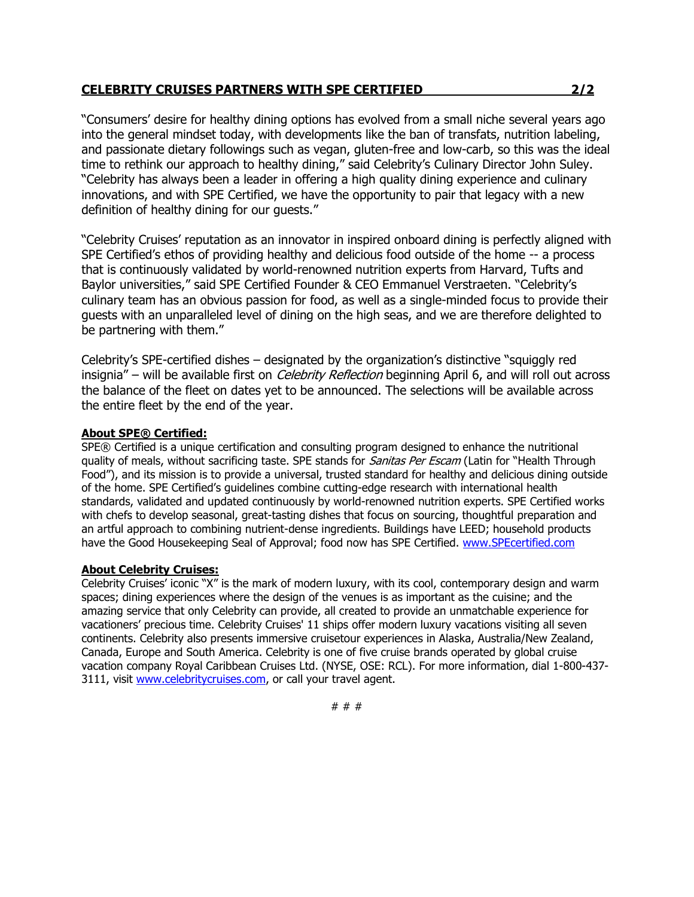"Consumers' desire for healthy dining options has evolved from a small niche several years ago into the general mindset today, with developments like the ban of transfats, nutrition labeling, and passionate dietary followings such as vegan, gluten-free and low-carb, so this was the ideal time to rethink our approach to healthy dining," said Celebrity's Culinary Director John Suley. "Celebrity has always been a leader in offering a high quality dining experience and culinary innovations, and with SPE Certified, we have the opportunity to pair that legacy with a new definition of healthy dining for our guests."

"Celebrity Cruises' reputation as an innovator in inspired onboard dining is perfectly aligned with SPE Certified's ethos of providing healthy and delicious food outside of the home -- a process that is continuously validated by world-renowned nutrition experts from Harvard, Tufts and Baylor universities," said SPE Certified Founder & CEO Emmanuel Verstraeten. "Celebrity's culinary team has an obvious passion for food, as well as a single-minded focus to provide their guests with an unparalleled level of dining on the high seas, and we are therefore delighted to be partnering with them."

Celebrity's SPE-certified dishes – designated by the organization's distinctive "squiggly red insignia" – will be available first on *Celebrity Reflection* beginning April 6, and will roll out across the balance of the fleet on dates yet to be announced. The selections will be available across the entire fleet by the end of the year.

**About SPE® Certified:**

SPE® Certified is a unique certification and consulting program designed to enhance the nutritional quality of meals, without sacrificing taste. SPE stands for *Sanitas Per Escam* (Latin for "Health Through Food"), and its mission is to provide a universal, trusted standard for healthy and delicious dining outside of the home. SPE Certified's guidelines combine cutting-edge research with international health standards, validated and updated continuously by world-renowned nutrition experts. SPE Certified works with chefs to develop seasonal, great-tasting dishes that focus on sourcing, thoughtful preparation and an artful approach to combining nutrient-dense ingredients. Buildings have LEED; household products have the Good Housekeeping Seal of Approval; food now has SPE Certified. www.SPEcertified.com

**About Celebrity Cruises:**

Celebrity Cruises' iconic "X" is the mark of modern luxury, with its cool, contemporary design and warm spaces; dining experiences where the design of the venues is as important as the cuisine; and the amazing service that only Celebrity can provide, all created to provide an unmatchable experience for vacationers' precious time. Celebrity Cruises' 11 ships offer modern luxury vacations visiting all seven continents. Celebrity also presents immersive cruisetour experiences in Alaska, Australia/New Zealand, Canada, Europe and South America. Celebrity is one of five cruise brands operated by global cruise vacation company Royal Caribbean Cruises Ltd. (NYSE, OSE: RCL). For more information, dial 1-800-437-3111, visit www.celebritycruises.com, or call your travel agent.

# # #